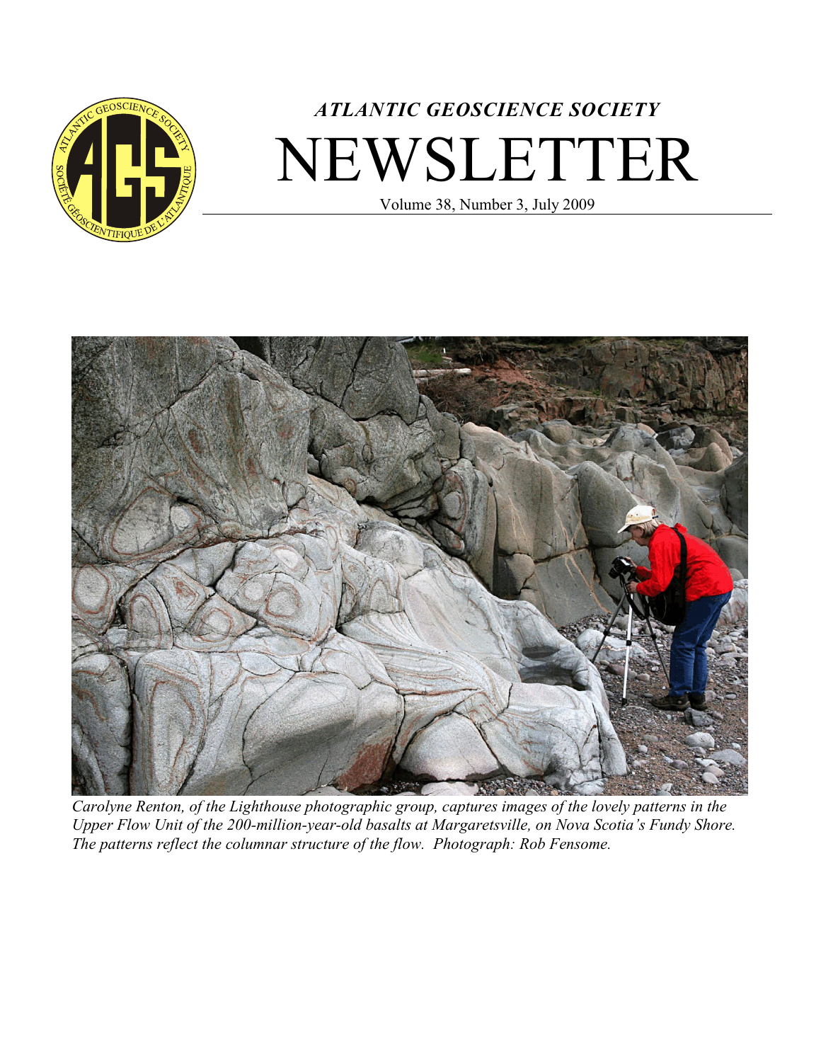*ATLANTIC GEOSCIENCE SOCIETY*

# NEWSLETTER

Volume 38, Number 3, July 2009

*Carolyne Renton, of the Lighthouse photographic group, captures images of the lovely patterns in the Upper Flow Unit of the 200-million-year-old basalts at Margaretsville, on Nova Scotia's Fundy Shore. The patterns reflect the columnar structure of the flow. Photograph: Rob Fensome.*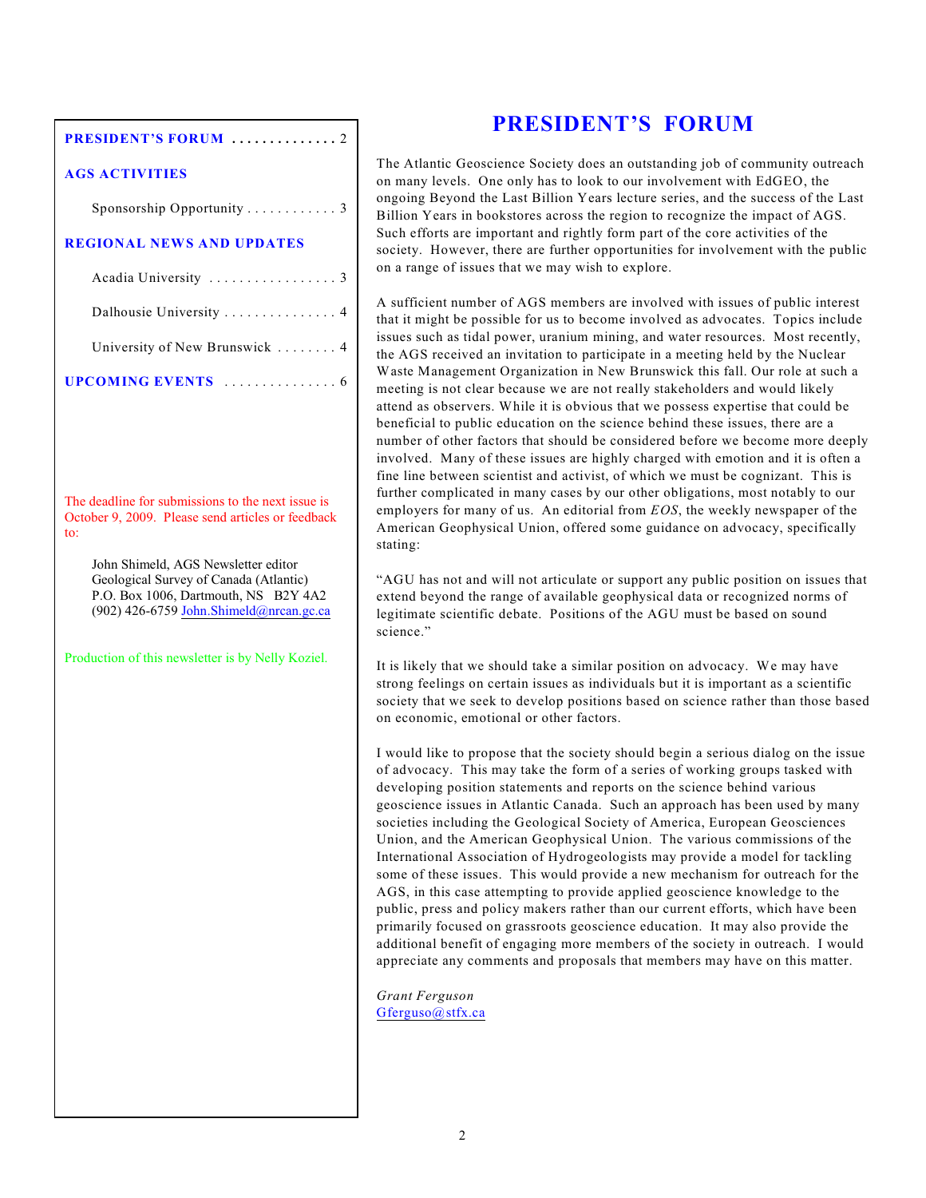**PRESIDENT'S FORUM** .............. 2

**AGS ACTIVITIES**

Sponsorship Opportunity ............ 3

**REGIONAL NEWS AND UPDATES**

Acadia University ................. 3

Dalhousie University ............... 4

University of New Brunswick ........ 4

**UPCOMING EVENTS** ............... 6

The deadline for submissions to the next issue is October 9, 2009. Please send articles or feedback to:

John Shimeld, AGS Newsletter editor
Geological Survey of Canada (Atlantic)
P.O. Box 1006, Dartmouth, NS B2Y 4A2
(902) 426-6759 John.Shimeld@nrcan.gc.ca

Production of this newsletter is by Nelly Koziel.

# PRESIDENT'S FORUM

The Atlantic Geoscience Society does an outstanding job of community outreach on many levels. One only has to look to our involvement with EdGEO, the ongoing Beyond the Last Billion Years lecture series, and the success of the Last Billion Years in bookstores across the region to recognize the impact of AGS. Such efforts are important and rightly form part of the core activities of the society. However, there are further opportunities for involvement with the public on a range of issues that we may wish to explore.

A sufficient number of AGS members are involved with issues of public interest that it might be possible for us to become involved as advocates. Topics include issues such as tidal power, uranium mining, and water resources. Most recently, the AGS received an invitation to participate in a meeting held by the Nuclear Waste Management Organization in New Brunswick this fall. Our role at such a meeting is not clear because we are not really stakeholders and would likely attend as observers. While it is obvious that we possess expertise that could be beneficial to public education on the science behind these issues, there are a number of other factors that should be considered before we become more deeply involved. Many of these issues are highly charged with emotion and it is often a fine line between scientist and activist, of which we must be cognizant. This is further complicated in many cases by our other obligations, most notably to our employers for many of us. An editorial from *EOS*, the weekly newspaper of the American Geophysical Union, offered some guidance on advocacy, specifically stating:

"AGU has not and will not articulate or support any public position on issues that extend beyond the range of available geophysical data or recognized norms of legitimate scientific debate. Positions of the AGU must be based on sound science."

It is likely that we should take a similar position on advocacy. We may have strong feelings on certain issues as individuals but it is important as a scientific society that we seek to develop positions based on science rather than those based on economic, emotional or other factors.

I would like to propose that the society should begin a serious dialog on the issue of advocacy. This may take the form of a series of working groups tasked with developing position statements and reports on the science behind various geoscience issues in Atlantic Canada. Such an approach has been used by many societies including the Geological Society of America, European Geosciences Union, and the American Geophysical Union. The various commissions of the International Association of Hydrogeologists may provide a model for tackling some of these issues. This would provide a new mechanism for outreach for the AGS, in this case attempting to provide applied geoscience knowledge to the public, press and policy makers rather than our current efforts, which have been primarily focused on grassroots geoscience education. It may also provide the additional benefit of engaging more members of the society in outreach. I would appreciate any comments and proposals that members may have on this matter.

*Grant Ferguson*
Gferguso@stfx.ca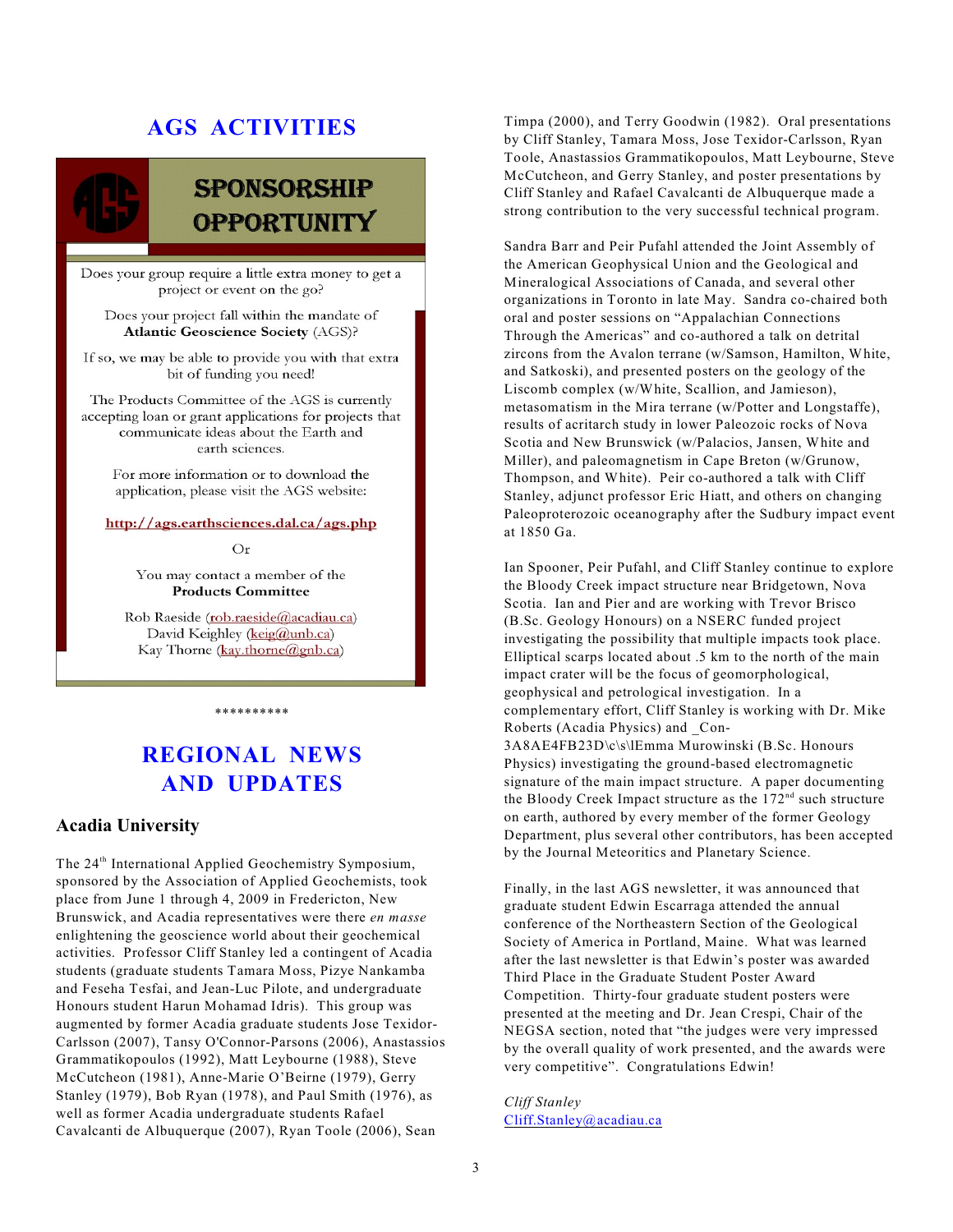# AGS ACTIVITIES

## SPONSORSHIP OPPORTUNITY

Does your group require a little extra money to get a project or event on the go?

Does your project fall within the mandate of **Atlantic Geoscience Society** (AGS)?

If so, we may be able to provide you with that extra bit of funding you need!

The Products Committee of the AGS is currently accepting loan or grant applications for projects that communicate ideas about the Earth and earth sciences.

For more information or to download the application, please visit the AGS website:

**http://ags.earthsciences.dal.ca/ags.php**

Or

You may contact a member of the **Products Committee**

Rob Raeside (rob.raeside@acadiau.ca)
David Keighley (keig@unb.ca)
Kay Thorne (kay.thorne@gnb.ca)

\*\*\*\*\*\*\*\*\*\*

# REGIONAL NEWS AND UPDATES

## Acadia University

The 24th International Applied Geochemistry Symposium, sponsored by the Association of Applied Geochemists, took place from June 1 through 4, 2009 in Fredericton, New Brunswick, and Acadia representatives were there *en masse* enlightening the geoscience world about their geochemical activities. Professor Cliff Stanley led a contingent of Acadia students (graduate students Tamara Moss, Pizye Nankamba and Feseha Tesfai, and Jean-Luc Pilote, and undergraduate Honours student Harun Mohamad Idris). This group was augmented by former Acadia graduate students Jose Texidor-Carlsson (2007), Tansy O'Connor-Parsons (2006), Anastassios Grammatikopoulos (1992), Matt Leybourne (1988), Steve McCutcheon (1981), Anne-Marie O'Beirne (1979), Gerry Stanley (1979), Bob Ryan (1978), and Paul Smith (1976), as well as former Acadia undergraduate students Rafael Cavalcanti de Albuquerque (2007), Ryan Toole (2006), Sean Timpa (2000), and Terry Goodwin (1982). Oral presentations by Cliff Stanley, Tamara Moss, Jose Texidor-Carlsson, Ryan Toole, Anastassios Grammatikopoulos, Matt Leybourne, Steve McCutcheon, and Gerry Stanley, and poster presentations by Cliff Stanley and Rafael Cavalcanti de Albuquerque made a strong contribution to the very successful technical program.

Sandra Barr and Peir Pufahl attended the Joint Assembly of the American Geophysical Union and the Geological and Mineralogical Associations of Canada, and several other organizations in Toronto in late May. Sandra co-chaired both oral and poster sessions on "Appalachian Connections Through the Americas" and co-authored a talk on detrital zircons from the Avalon terrane (w/Samson, Hamilton, White, and Satkoski), and presented posters on the geology of the Liscomb complex (w/White, Scallion, and Jamieson), metasomatism in the Mira terrane (w/Potter and Longstaffe), results of acritarch study in lower Paleozoic rocks of Nova Scotia and New Brunswick (w/Palacios, Jansen, White and Miller), and paleomagnetism in Cape Breton (w/Grunow, Thompson, and White). Peir co-authored a talk with Cliff Stanley, adjunct professor Eric Hiatt, and others on changing Paleoproterozoic oceanography after the Sudbury impact event at 1850 Ga.

Ian Spooner, Peir Pufahl, and Cliff Stanley continue to explore the Bloody Creek impact structure near Bridgetown, Nova Scotia. Ian and Pier and are working with Trevor Brisco (B.Sc. Geology Honours) on a NSERC funded project investigating the possibility that multiple impacts took place. Elliptical scarps located about .5 km to the north of the main impact crater will be the focus of geomorphological, geophysical and petrological investigation. In a complementary effort, Cliff Stanley is working with Dr. Mike Roberts (Acadia Physics) and _Con-3A8AE4FB23D\c\s\lEmma Murowinski (B.Sc. Honours Physics) investigating the ground-based electromagnetic signature of the main impact structure. A paper documenting the Bloody Creek Impact structure as the 172nd such structure on earth, authored by every member of the former Geology Department, plus several other contributors, has been accepted by the Journal Meteoritics and Planetary Science.

Finally, in the last AGS newsletter, it was announced that graduate student Edwin Escarraga attended the annual conference of the Northeastern Section of the Geological Society of America in Portland, Maine. What was learned after the last newsletter is that Edwin's poster was awarded Third Place in the Graduate Student Poster Award Competition. Thirty-four graduate student posters were presented at the meeting and Dr. Jean Crespi, Chair of the NEGSA section, noted that "the judges were very impressed by the overall quality of work presented, and the awards were very competitive". Congratulations Edwin!

*Cliff Stanley*
Cliff.Stanley@acadiau.ca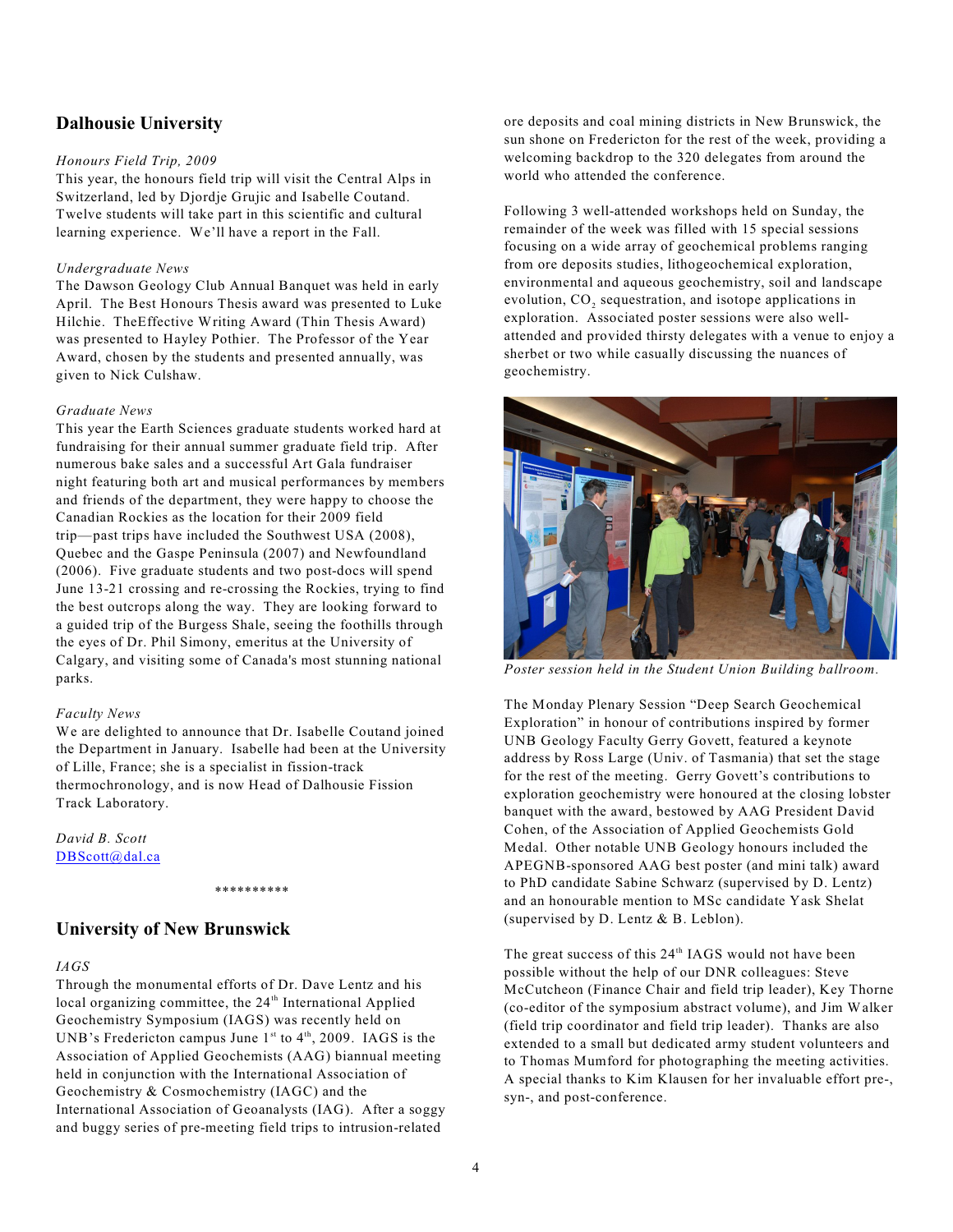## Dalhousie University

*Honours Field Trip, 2009*

This year, the honours field trip will visit the Central Alps in Switzerland, led by Djordje Grujic and Isabelle Coutand. Twelve students will take part in this scientific and cultural learning experience. We'll have a report in the Fall.

*Undergraduate News*

The Dawson Geology Club Annual Banquet was held in early April. The Best Honours Thesis award was presented to Luke Hilchie. TheEffective Writing Award (Thin Thesis Award) was presented to Hayley Pothier. The Professor of the Year Award, chosen by the students and presented annually, was given to Nick Culshaw.

*Graduate News*

This year the Earth Sciences graduate students worked hard at fundraising for their annual summer graduate field trip. After numerous bake sales and a successful Art Gala fundraiser night featuring both art and musical performances by members and friends of the department, they were happy to choose the Canadian Rockies as the location for their 2009 field trip—past trips have included the Southwest USA (2008), Quebec and the Gaspe Peninsula (2007) and Newfoundland (2006). Five graduate students and two post-docs will spend June 13-21 crossing and re-crossing the Rockies, trying to find the best outcrops along the way. They are looking forward to a guided trip of the Burgess Shale, seeing the foothills through the eyes of Dr. Phil Simony, emeritus at the University of Calgary, and visiting some of Canada's most stunning national parks.

*Faculty News*

We are delighted to announce that Dr. Isabelle Coutand joined the Department in January. Isabelle had been at the University of Lille, France; she is a specialist in fission-track thermochronology, and is now Head of Dalhousie Fission Track Laboratory.

*David B. Scott*
DBScott@dal.ca

**********

## University of New Brunswick

*IAGS*

Through the monumental efforts of Dr. Dave Lentz and his local organizing committee, the 24th International Applied Geochemistry Symposium (IAGS) was recently held on UNB's Fredericton campus June 1st to 4th, 2009. IAGS is the Association of Applied Geochemists (AAG) biannual meeting held in conjunction with the International Association of Geochemistry & Cosmochemistry (IAGC) and the International Association of Geoanalysts (IAG). After a soggy and buggy series of pre-meeting field trips to intrusion-related ore deposits and coal mining districts in New Brunswick, the sun shone on Fredericton for the rest of the week, providing a welcoming backdrop to the 320 delegates from around the world who attended the conference.

Following 3 well-attended workshops held on Sunday, the remainder of the week was filled with 15 special sessions focusing on a wide array of geochemical problems ranging from ore deposits studies, lithogeochemical exploration, environmental and aqueous geochemistry, soil and landscape evolution, $CO_2$ sequestration, and isotope applications in exploration. Associated poster sessions were also well-attended and provided thirsty delegates with a venue to enjoy a sherbet or two while casually discussing the nuances of geochemistry.

*Poster session held in the Student Union Building ballroom.*

The Monday Plenary Session "Deep Search Geochemical Exploration" in honour of contributions inspired by former UNB Geology Faculty Gerry Govett, featured a keynote address by Ross Large (Univ. of Tasmania) that set the stage for the rest of the meeting. Gerry Govett's contributions to exploration geochemistry were honoured at the closing lobster banquet with the award, bestowed by AAG President David Cohen, of the Association of Applied Geochemists Gold Medal. Other notable UNB Geology honours included the APEGNB-sponsored AAG best poster (and mini talk) award to PhD candidate Sabine Schwarz (supervised by D. Lentz) and an honourable mention to MSc candidate Yask Shelat (supervised by D. Lentz & B. Leblon).

The great success of this 24th IAGS would not have been possible without the help of our DNR colleagues: Steve McCutcheon (Finance Chair and field trip leader), Key Thorne (co-editor of the symposium abstract volume), and Jim Walker (field trip coordinator and field trip leader). Thanks are also extended to a small but dedicated army student volunteers and to Thomas Mumford for photographing the meeting activities. A special thanks to Kim Klausen for her invaluable effort pre-, syn-, and post-conference.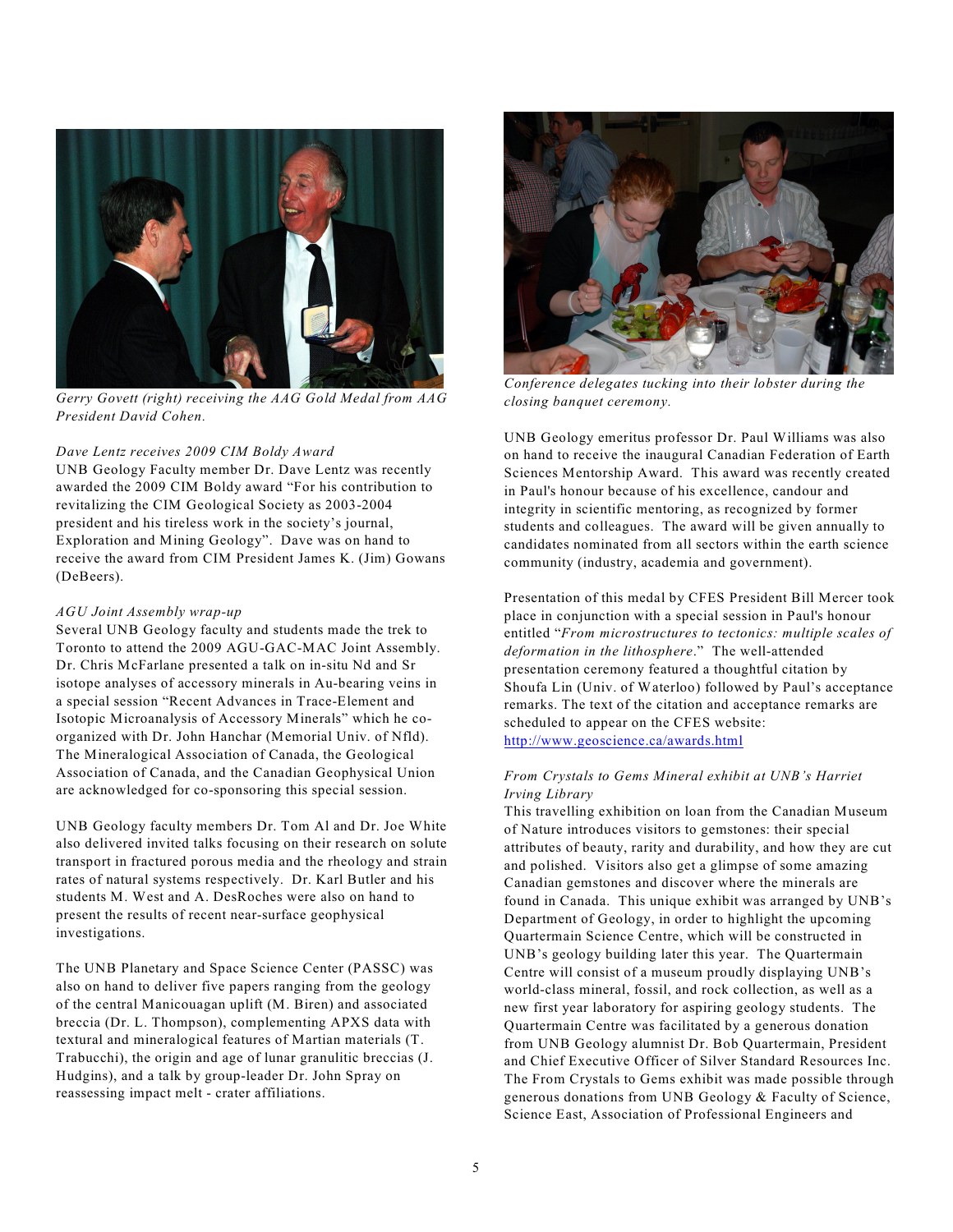*Gerry Govett (right) receiving the AAG Gold Medal from AAG President David Cohen.*

*Dave Lentz receives 2009 CIM Boldy Award*

UNB Geology Faculty member Dr. Dave Lentz was recently awarded the 2009 CIM Boldy award "For his contribution to revitalizing the CIM Geological Society as 2003-2004 president and his tireless work in the society's journal, Exploration and Mining Geology". Dave was on hand to receive the award from CIM President James K. (Jim) Gowans (DeBeers).

*AGU Joint Assembly wrap-up*

Several UNB Geology faculty and students made the trek to Toronto to attend the 2009 AGU-GAC-MAC Joint Assembly. Dr. Chris McFarlane presented a talk on in-situ Nd and Sr isotope analyses of accessory minerals in Au-bearing veins in a special session "Recent Advances in Trace-Element and Isotopic Microanalysis of Accessory Minerals" which he co-organized with Dr. John Hanchar (Memorial Univ. of Nfld). The Mineralogical Association of Canada, the Geological Association of Canada, and the Canadian Geophysical Union are acknowledged for co-sponsoring this special session.

UNB Geology faculty members Dr. Tom Al and Dr. Joe White also delivered invited talks focusing on their research on solute transport in fractured porous media and the rheology and strain rates of natural systems respectively. Dr. Karl Butler and his students M. West and A. DesRoches were also on hand to present the results of recent near-surface geophysical investigations.

The UNB Planetary and Space Science Center (PASSC) was also on hand to deliver five papers ranging from the geology of the central Manicouagan uplift (M. Biren) and associated breccia (Dr. L. Thompson), complementing APXS data with textural and mineralogical features of Martian materials (T. Trabucchi), the origin and age of lunar granulitic breccias (J. Hudgins), and a talk by group-leader Dr. John Spray on reassessing impact melt - crater affiliations.

*Conference delegates tucking into their lobster during the closing banquet ceremony.*

UNB Geology emeritus professor Dr. Paul Williams was also on hand to receive the inaugural Canadian Federation of Earth Sciences Mentorship Award. This award was recently created in Paul's honour because of his excellence, candour and integrity in scientific mentoring, as recognized by former students and colleagues. The award will be given annually to candidates nominated from all sectors within the earth science community (industry, academia and government).

Presentation of this medal by CFES President Bill Mercer took place in conjunction with a special session in Paul's honour entitled "*From microstructures to tectonics: multiple scales of deformation in the lithosphere*." The well-attended presentation ceremony featured a thoughtful citation by Shoufa Lin (Univ. of Waterloo) followed by Paul's acceptance remarks. The text of the citation and acceptance remarks are scheduled to appear on the CFES website: http://www.geoscience.ca/awards.html

*From Crystals to Gems Mineral exhibit at UNB's Harriet Irving Library*

This travelling exhibition on loan from the Canadian Museum of Nature introduces visitors to gemstones: their special attributes of beauty, rarity and durability, and how they are cut and polished. Visitors also get a glimpse of some amazing Canadian gemstones and discover where the minerals are found in Canada. This unique exhibit was arranged by UNB's Department of Geology, in order to highlight the upcoming Quartermain Science Centre, which will be constructed in UNB's geology building later this year. The Quartermain Centre will consist of a museum proudly displaying UNB's world-class mineral, fossil, and rock collection, as well as a new first year laboratory for aspiring geology students. The Quartermain Centre was facilitated by a generous donation from UNB Geology alumnist Dr. Bob Quartermain, President and Chief Executive Officer of Silver Standard Resources Inc. The From Crystals to Gems exhibit was made possible through generous donations from UNB Geology & Faculty of Science, Science East, Association of Professional Engineers and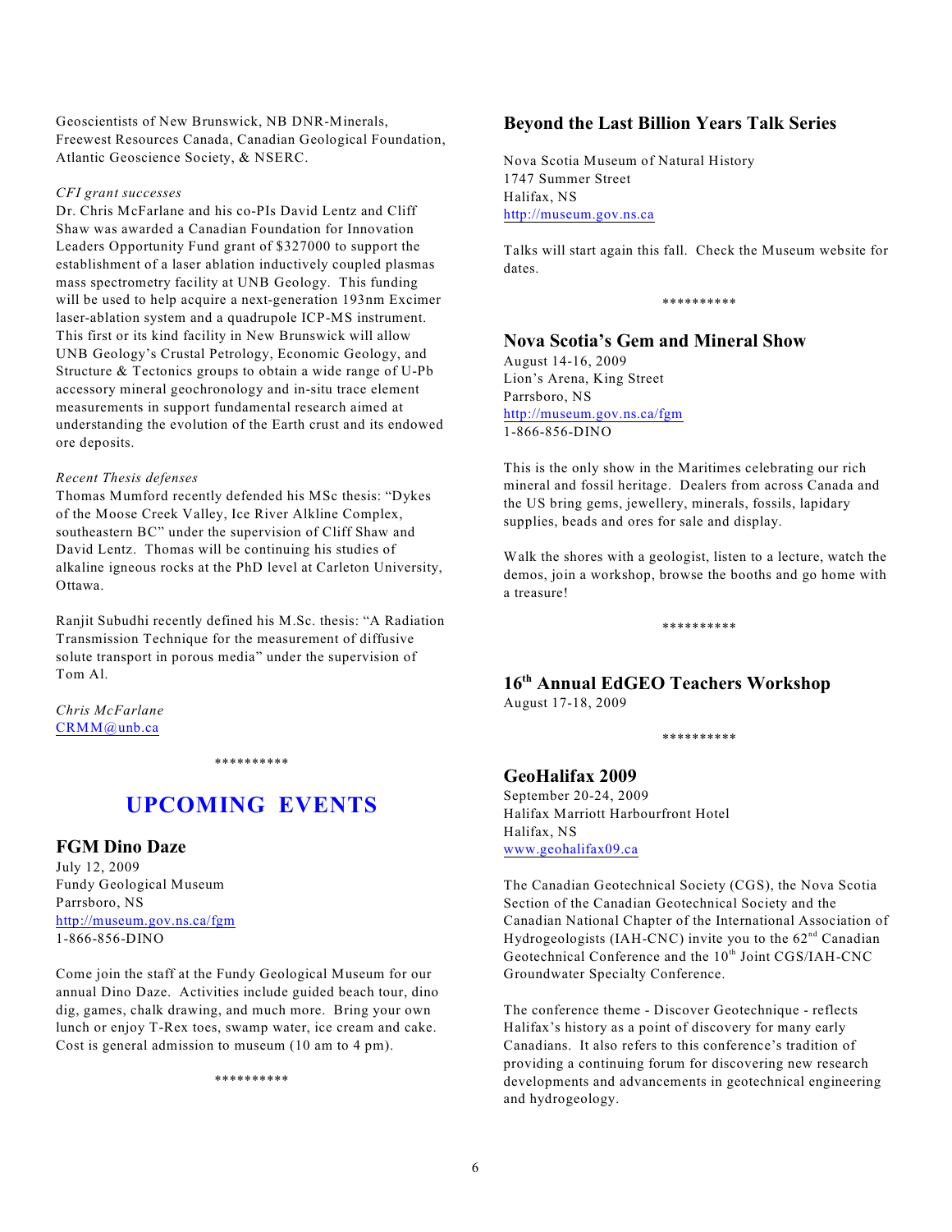Geoscientists of New Brunswick, NB DNR-Minerals, Freewest Resources Canada, Canadian Geological Foundation, Atlantic Geoscience Society, & NSERC.

*CFI grant successes*

Dr. Chris McFarlane and his co-PIs David Lentz and Cliff Shaw was awarded a Canadian Foundation for Innovation Leaders Opportunity Fund grant of $327000 to support the establishment of a laser ablation inductively coupled plasmas mass spectrometry facility at UNB Geology. This funding will be used to help acquire a next-generation 193nm Excimer laser-ablation system and a quadrupole ICP-MS instrument. This first or its kind facility in New Brunswick will allow UNB Geology's Crustal Petrology, Economic Geology, and Structure & Tectonics groups to obtain a wide range of U-Pb accessory mineral geochronology and in-situ trace element measurements in support fundamental research aimed at understanding the evolution of the Earth crust and its endowed ore deposits.

*Recent Thesis defenses*

Thomas Mumford recently defended his MSc thesis: "Dykes of the Moose Creek Valley, Ice River Alkline Complex, southeastern BC" under the supervision of Cliff Shaw and David Lentz. Thomas will be continuing his studies of alkaline igneous rocks at the PhD level at Carleton University, Ottawa.

Ranjit Subudhi recently defined his M.Sc. thesis: "A Radiation Transmission Technique for the measurement of diffusive solute transport in porous media" under the supervision of Tom Al.

*Chris McFarlane*
CRMM@unb.ca

**********

# UPCOMING EVENTS

## FGM Dino Daze

July 12, 2009
Fundy Geological Museum
Parrsboro, NS
http://museum.gov.ns.ca/fgm
1-866-856-DINO

Come join the staff at the Fundy Geological Museum for our annual Dino Daze. Activities include guided beach tour, dino dig, games, chalk drawing, and much more. Bring your own lunch or enjoy T-Rex toes, swamp water, ice cream and cake. Cost is general admission to museum (10 am to 4 pm).

**********

## Beyond the Last Billion Years Talk Series

Nova Scotia Museum of Natural History
1747 Summer Street
Halifax, NS
http://museum.gov.ns.ca

Talks will start again this fall. Check the Museum website for dates.

**********

## Nova Scotia's Gem and Mineral Show

August 14-16, 2009
Lion's Arena, King Street
Parrsboro, NS
http://museum.gov.ns.ca/fgm
1-866-856-DINO

This is the only show in the Maritimes celebrating our rich mineral and fossil heritage. Dealers from across Canada and the US bring gems, jewellery, minerals, fossils, lapidary supplies, beads and ores for sale and display.

Walk the shores with a geologist, listen to a lecture, watch the demos, join a workshop, browse the booths and go home with a treasure!

**********

## 16th Annual EdGEO Teachers Workshop

August 17-18, 2009

**********

## GeoHalifax 2009

September 20-24, 2009
Halifax Marriott Harbourfront Hotel
Halifax, NS
www.geohalifax09.ca

The Canadian Geotechnical Society (CGS), the Nova Scotia Section of the Canadian Geotechnical Society and the Canadian National Chapter of the International Association of Hydrogeologists (IAH-CNC) invite you to the 62nd Canadian Geotechnical Conference and the 10th Joint CGS/IAH-CNC Groundwater Specialty Conference.

The conference theme - Discover Geotechnique - reflects Halifax's history as a point of discovery for many early Canadians. It also refers to this conference's tradition of providing a continuing forum for discovering new research developments and advancements in geotechnical engineering and hydrogeology.